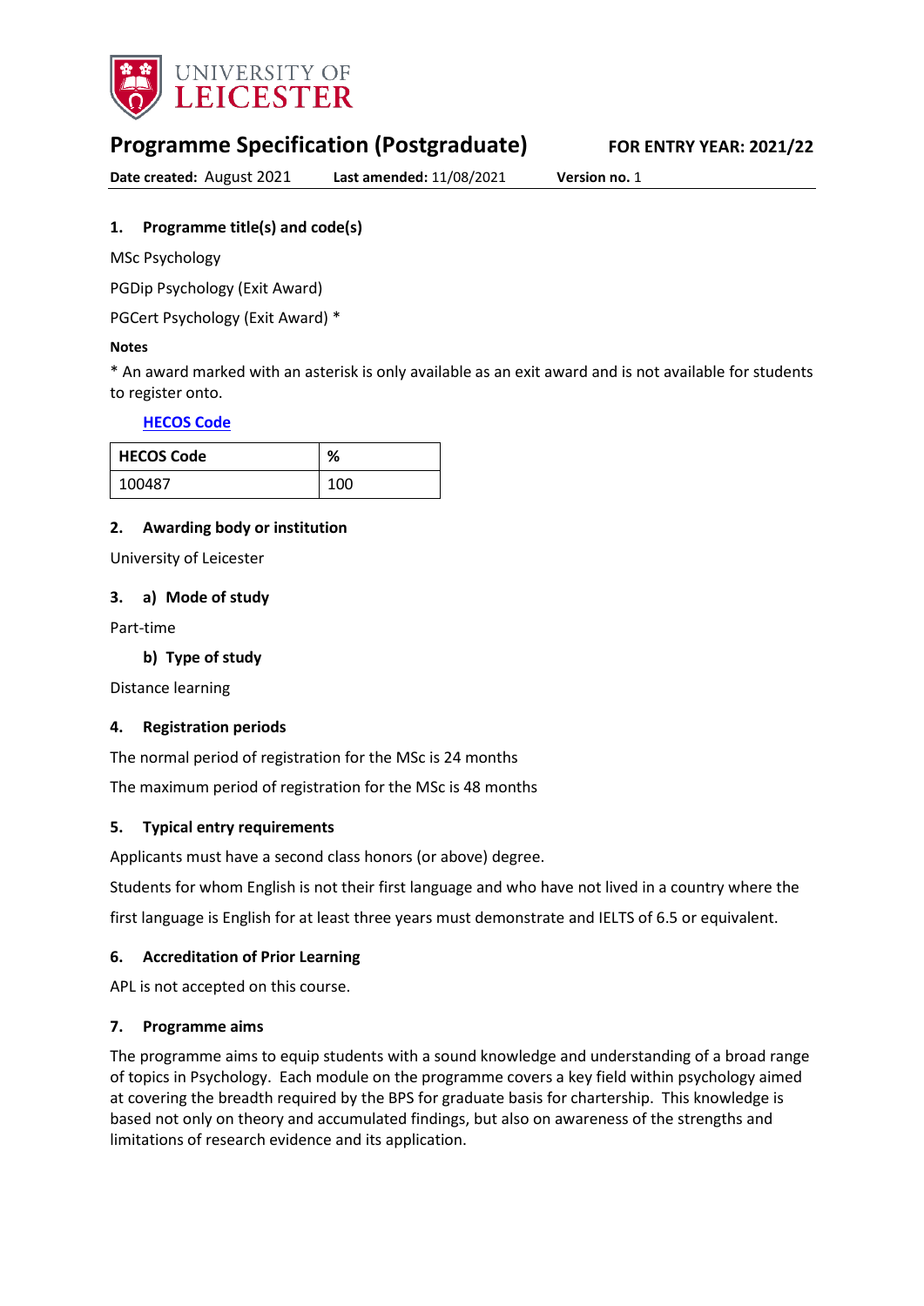UNIVERSITY OF LEICESTER

# Programme Specification (Postgraduate)

**FOR ENTRY YEAR: 2021/22**

**Date created:** August 2021 **Last amended:** 11/08/2021 **Version no.** 1

## 1. Programme title(s) and code(s)

MSc Psychology

PGDip Psychology (Exit Award)

PGCert Psychology (Exit Award) *

**Notes**

* An award marked with an asterisk is only available as an exit award and is not available for students to register onto.

**HECOS Code**

| HECOS Code | % |
|---|---|
| 100487 | 100 |

## 2. Awarding body or institution

University of Leicester

## 3. a) Mode of study

Part-time

### b) Type of study

Distance learning

## 4. Registration periods

The normal period of registration for the MSc is 24 months

The maximum period of registration for the MSc is 48 months

## 5. Typical entry requirements

Applicants must have a second class honors (or above) degree.

Students for whom English is not their first language and who have not lived in a country where the first language is English for at least three years must demonstrate and IELTS of 6.5 or equivalent.

## 6. Accreditation of Prior Learning

APL is not accepted on this course.

## 7. Programme aims

The programme aims to equip students with a sound knowledge and understanding of a broad range of topics in Psychology. Each module on the programme covers a key field within psychology aimed at covering the breadth required by the BPS for graduate basis for chartership. This knowledge is based not only on theory and accumulated findings, but also on awareness of the strengths and limitations of research evidence and its application.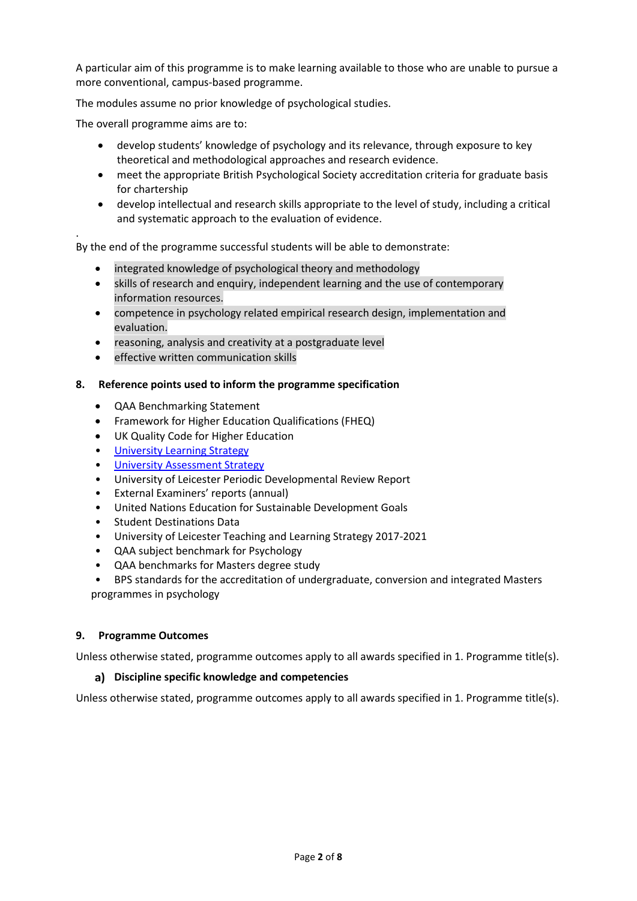A particular aim of this programme is to make learning available to those who are unable to pursue a more conventional, campus-based programme.

The modules assume no prior knowledge of psychological studies.

The overall programme aims are to:

- develop students' knowledge of psychology and its relevance, through exposure to key theoretical and methodological approaches and research evidence.
- meet the appropriate British Psychological Society accreditation criteria for graduate basis for chartership
- develop intellectual and research skills appropriate to the level of study, including a critical and systematic approach to the evaluation of evidence.

.

By the end of the programme successful students will be able to demonstrate:

- integrated knowledge of psychological theory and methodology
- skills of research and enquiry, independent learning and the use of contemporary information resources.
- competence in psychology related empirical research design, implementation and evaluation.
- reasoning, analysis and creativity at a postgraduate level
- effective written communication skills

## 8. Reference points used to inform the programme specification

- QAA Benchmarking Statement
- Framework for Higher Education Qualifications (FHEQ)
- UK Quality Code for Higher Education
- University Learning Strategy
- University Assessment Strategy
- University of Leicester Periodic Developmental Review Report
- External Examiners' reports (annual)
- United Nations Education for Sustainable Development Goals
- Student Destinations Data
- University of Leicester Teaching and Learning Strategy 2017-2021
- QAA subject benchmark for Psychology
- QAA benchmarks for Masters degree study
- BPS standards for the accreditation of undergraduate, conversion and integrated Masters programmes in psychology

## 9. Programme Outcomes

Unless otherwise stated, programme outcomes apply to all awards specified in 1. Programme title(s).

### a) Discipline specific knowledge and competencies

Unless otherwise stated, programme outcomes apply to all awards specified in 1. Programme title(s).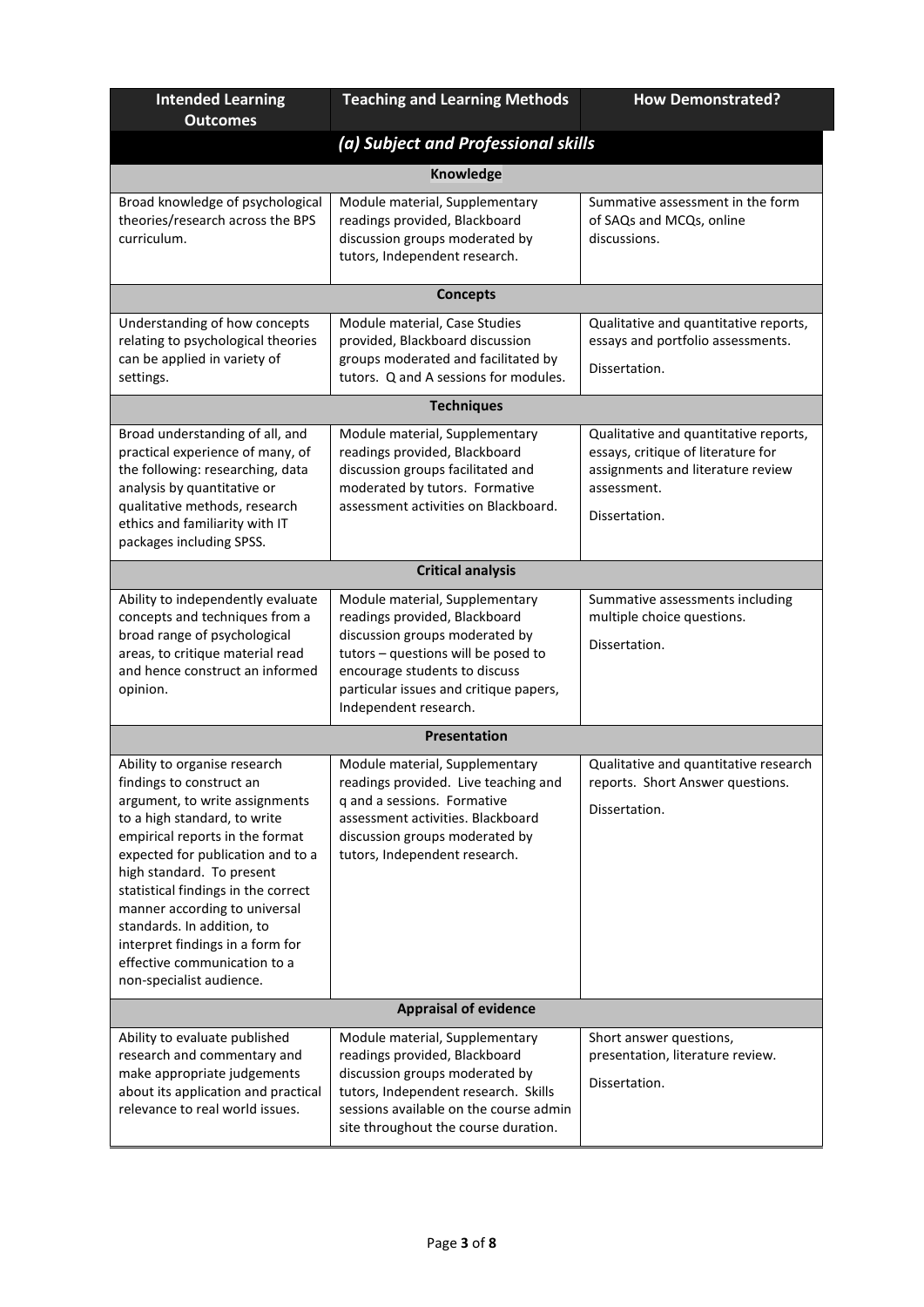| Intended Learning Outcomes | Teaching and Learning Methods | How Demonstrated? |
|---|---|---|
| ***(a) Subject and Professional skills*** | | |
| **Knowledge** | | |
| Broad knowledge of psychological theories/research across the BPS curriculum. | Module material, Supplementary readings provided, Blackboard discussion groups moderated by tutors, Independent research. | Summative assessment in the form of SAQs and MCQs, online discussions. |
| **Concepts** | | |
| Understanding of how concepts relating to psychological theories can be applied in variety of settings. | Module material, Case Studies provided, Blackboard discussion groups moderated and facilitated by tutors. Q and A sessions for modules. | Qualitative and quantitative reports, essays and portfolio assessments.<br><br>Dissertation. |
| **Techniques** | | |
| Broad understanding of all, and practical experience of many, of the following: researching, data analysis by quantitative or qualitative methods, research ethics and familiarity with IT packages including SPSS. | Module material, Supplementary readings provided, Blackboard discussion groups facilitated and moderated by tutors. Formative assessment activities on Blackboard. | Qualitative and quantitative reports, essays, critique of literature for assignments and literature review assessment.<br><br>Dissertation. |
| **Critical analysis** | | |
| Ability to independently evaluate concepts and techniques from a broad range of psychological areas, to critique material read and hence construct an informed opinion. | Module material, Supplementary readings provided, Blackboard discussion groups moderated by tutors – questions will be posed to encourage students to discuss particular issues and critique papers, Independent research. | Summative assessments including multiple choice questions.<br><br>Dissertation. |
| **Presentation** | | |
| Ability to organise research findings to construct an argument, to write assignments to a high standard, to write empirical reports in the format expected for publication and to a high standard. To present statistical findings in the correct manner according to universal standards. In addition, to interpret findings in a form for effective communication to a non-specialist audience. | Module material, Supplementary readings provided. Live teaching and q and a sessions. Formative assessment activities. Blackboard discussion groups moderated by tutors, Independent research. | Qualitative and quantitative research reports. Short Answer questions.<br><br>Dissertation. |
| **Appraisal of evidence** | | |
| Ability to evaluate published research and commentary and make appropriate judgements about its application and practical relevance to real world issues. | Module material, Supplementary readings provided, Blackboard discussion groups moderated by tutors, Independent research. Skills sessions available on the course admin site throughout the course duration. | Short answer questions, presentation, literature review.<br><br>Dissertation. |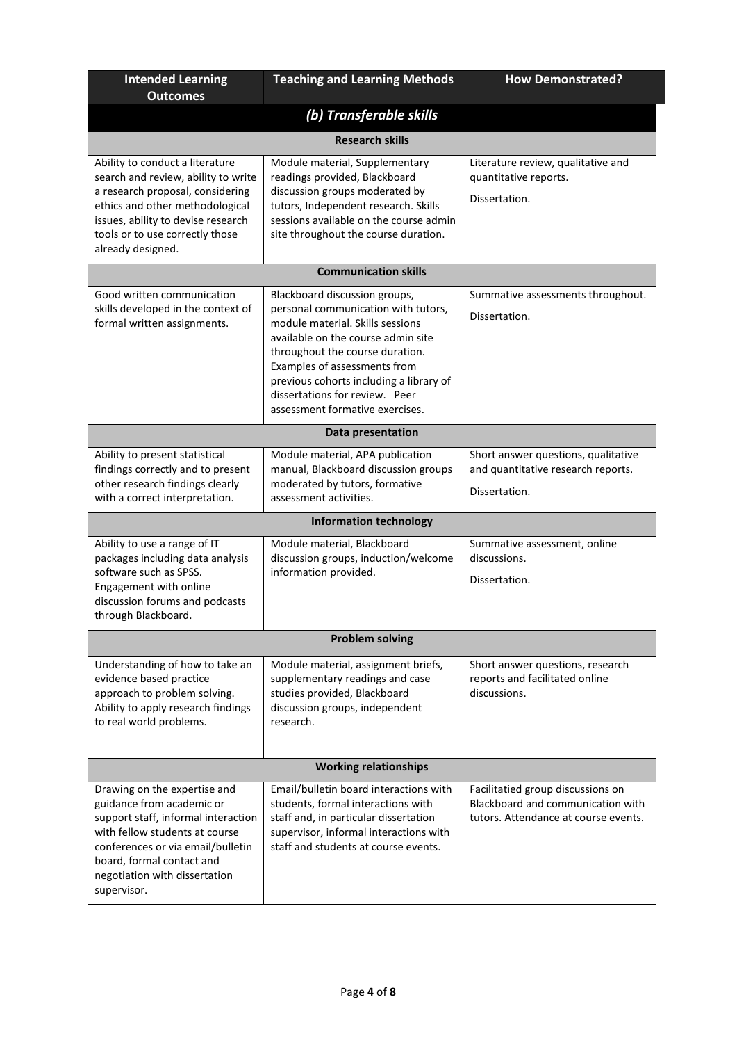| Intended Learning Outcomes | Teaching and Learning Methods | How Demonstrated? |
|---|---|---|
| ***(b) Transferable skills*** | | |
| **Research skills** | | |
| Ability to conduct a literature search and review, ability to write a research proposal, considering ethics and other methodological issues, ability to devise research tools or to use correctly those already designed. | Module material, Supplementary readings provided, Blackboard discussion groups moderated by tutors, Independent research. Skills sessions available on the course admin site throughout the course duration. | Literature review, qualitative and quantitative reports.<br><br>Dissertation. |
| **Communication skills** | | |
| Good written communication skills developed in the context of formal written assignments. | Blackboard discussion groups, personal communication with tutors, module material. Skills sessions available on the course admin site throughout the course duration. Examples of assessments from previous cohorts including a library of dissertations for review. Peer assessment formative exercises. | Summative assessments throughout.<br><br>Dissertation. |
| **Data presentation** | | |
| Ability to present statistical findings correctly and to present other research findings clearly with a correct interpretation. | Module material, APA publication manual, Blackboard discussion groups moderated by tutors, formative assessment activities. | Short answer questions, qualitative and quantitative research reports.<br><br>Dissertation. |
| **Information technology** | | |
| Ability to use a range of IT packages including data analysis software such as SPSS. Engagement with online discussion forums and podcasts through Blackboard. | Module material, Blackboard discussion groups, induction/welcome information provided. | Summative assessment, online discussions.<br><br>Dissertation. |
| **Problem solving** | | |
| Understanding of how to take an evidence based practice approach to problem solving. Ability to apply research findings to real world problems. | Module material, assignment briefs, supplementary readings and case studies provided, Blackboard discussion groups, independent research. | Short answer questions, research reports and facilitated online discussions. |
| **Working relationships** | | |
| Drawing on the expertise and guidance from academic or support staff, informal interaction with fellow students at course conferences or via email/bulletin board, formal contact and negotiation with dissertation supervisor. | Email/bulletin board interactions with students, formal interactions with staff and, in particular dissertation supervisor, informal interactions with staff and students at course events. | Facilitatied group discussions on Blackboard and communication with tutors. Attendance at course events. |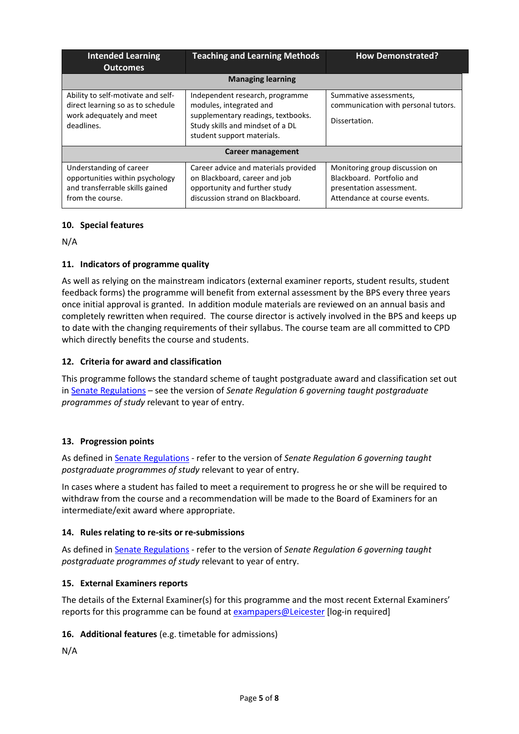| Intended Learning Outcomes | Teaching and Learning Methods | How Demonstrated? |
|---|---|---|
| **Managing learning** | | |
| Ability to self-motivate and self-direct learning so as to schedule work adequately and meet deadlines. | Independent research, programme modules, integrated and supplementary readings, textbooks. Study skills and mindset of a DL student support materials. | Summative assessments, communication with personal tutors. Dissertation. |
| **Career management** | | |
| Understanding of career opportunities within psychology and transferrable skills gained from the course. | Career advice and materials provided on Blackboard, career and job opportunity and further study discussion strand on Blackboard. | Monitoring group discussion on Blackboard. Portfolio and presentation assessment. Attendance at course events. |

### 10. Special features

N/A

### 11. Indicators of programme quality

As well as relying on the mainstream indicators (external examiner reports, student results, student feedback forms) the programme will benefit from external assessment by the BPS every three years once initial approval is granted. In addition module materials are reviewed on an annual basis and completely rewritten when required. The course director is actively involved in the BPS and keeps up to date with the changing requirements of their syllabus. The course team are all committed to CPD which directly benefits the course and students.

### 12. Criteria for award and classification

This programme follows the standard scheme of taught postgraduate award and classification set out in Senate Regulations – see the version of *Senate Regulation 6 governing taught postgraduate programmes of study* relevant to year of entry.

### 13. Progression points

As defined in Senate Regulations - refer to the version of *Senate Regulation 6 governing taught postgraduate programmes of study* relevant to year of entry.

In cases where a student has failed to meet a requirement to progress he or she will be required to withdraw from the course and a recommendation will be made to the Board of Examiners for an intermediate/exit award where appropriate.

### 14. Rules relating to re-sits or re-submissions

As defined in Senate Regulations - refer to the version of *Senate Regulation 6 governing taught postgraduate programmes of study* relevant to year of entry.

### 15. External Examiners reports

The details of the External Examiner(s) for this programme and the most recent External Examiners' reports for this programme can be found at exampapers@Leicester [log-in required]

### 16. Additional features (e.g. timetable for admissions)

N/A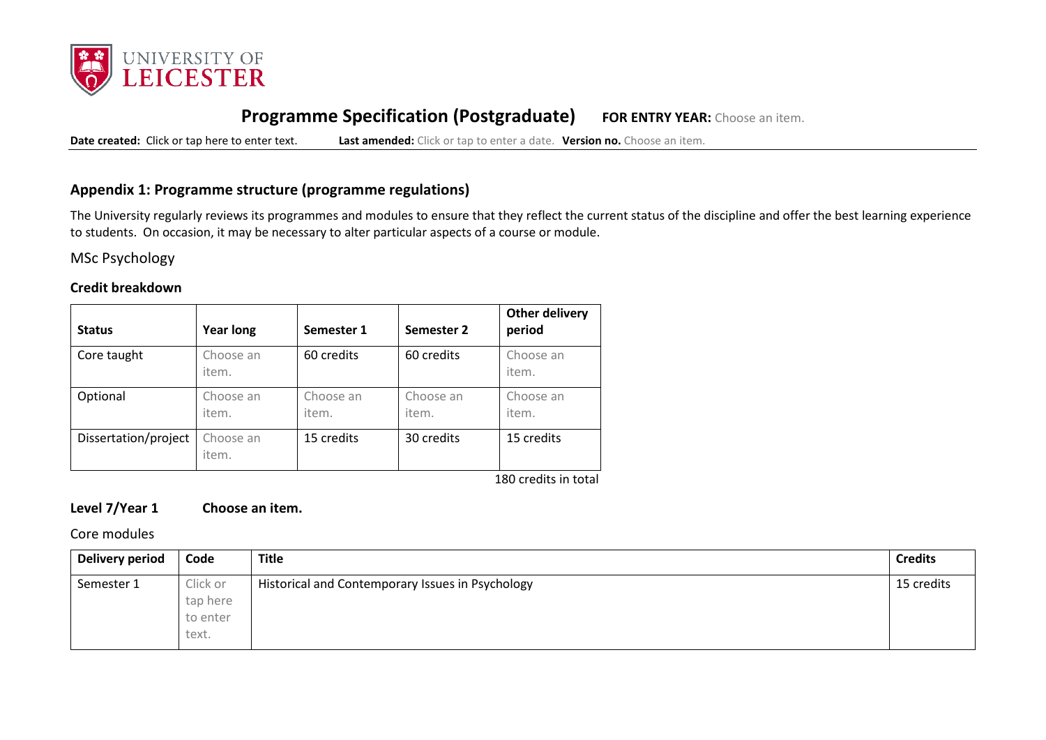# Programme Specification (Postgraduate) **FOR ENTRY YEAR:** Choose an item.

**Date created:** Click or tap here to enter text. **Last amended:** Click or tap to enter a date. **Version no.** Choose an item.

## Appendix 1: Programme structure (programme regulations)

The University regularly reviews its programmes and modules to ensure that they reflect the current status of the discipline and offer the best learning experience to students. On occasion, it may be necessary to alter particular aspects of a course or module.

MSc Psychology

### Credit breakdown

| Status | Year long | Semester 1 | Semester 2 | Other delivery period |
|---|---|---|---|---|
| Core taught | Choose an item. | 60 credits | 60 credits | Choose an item. |
| Optional | Choose an item. | Choose an item. | Choose an item. | Choose an item. |
| Dissertation/project | Choose an item. | 15 credits | 30 credits | 15 credits |

180 credits in total

### Level 7/Year 1 Choose an item.

Core modules

| Delivery period | Code | Title | Credits |
|---|---|---|---|
| Semester 1 | Click or tap here to enter text. | Historical and Contemporary Issues in Psychology | 15 credits |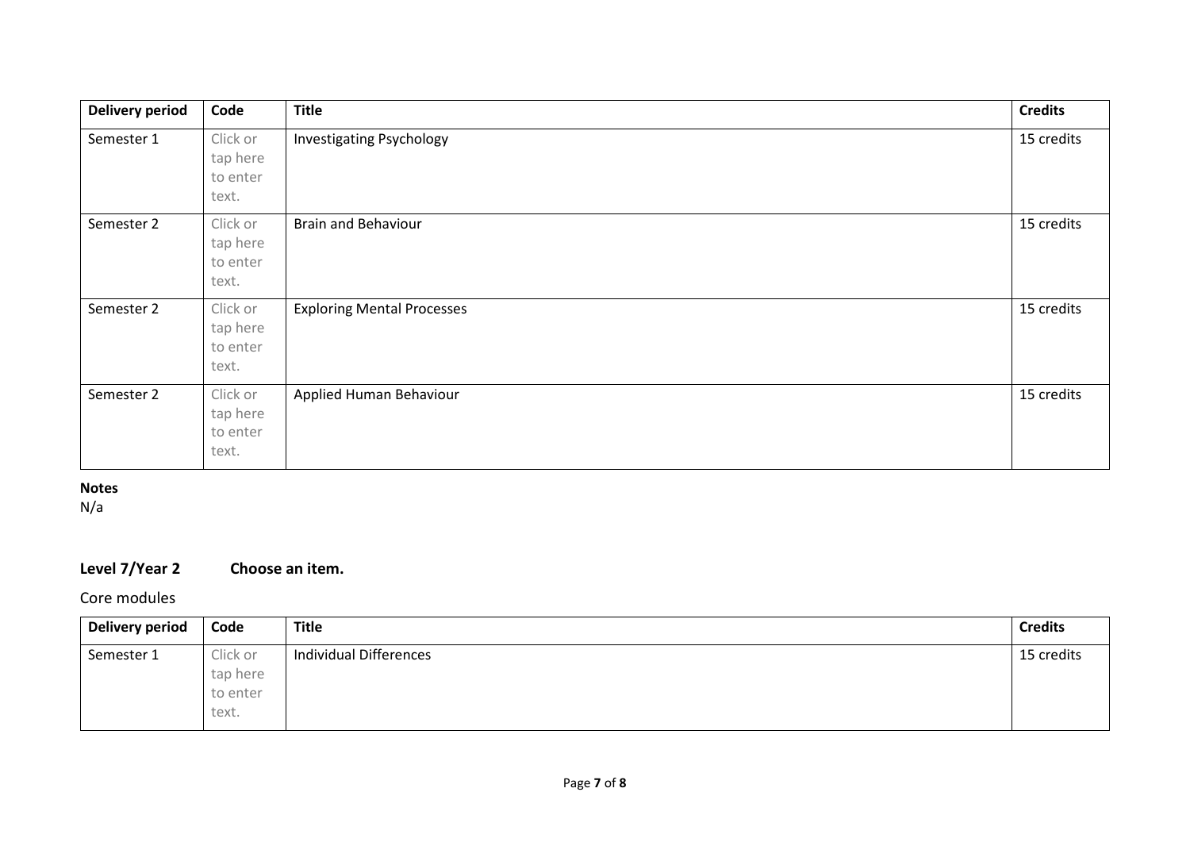| Delivery period | Code | Title | Credits |
|---|---|---|---|
| Semester 1 | Click or tap here to enter text. | Investigating Psychology | 15 credits |
| Semester 2 | Click or tap here to enter text. | Brain and Behaviour | 15 credits |
| Semester 2 | Click or tap here to enter text. | Exploring Mental Processes | 15 credits |
| Semester 2 | Click or tap here to enter text. | Applied Human Behaviour | 15 credits |

**Notes**
N/a

### Level 7/Year 2 Choose an item.

Core modules

| Delivery period | Code | Title | Credits |
|---|---|---|---|
| Semester 1 | Click or tap here to enter text. | Individual Differences | 15 credits |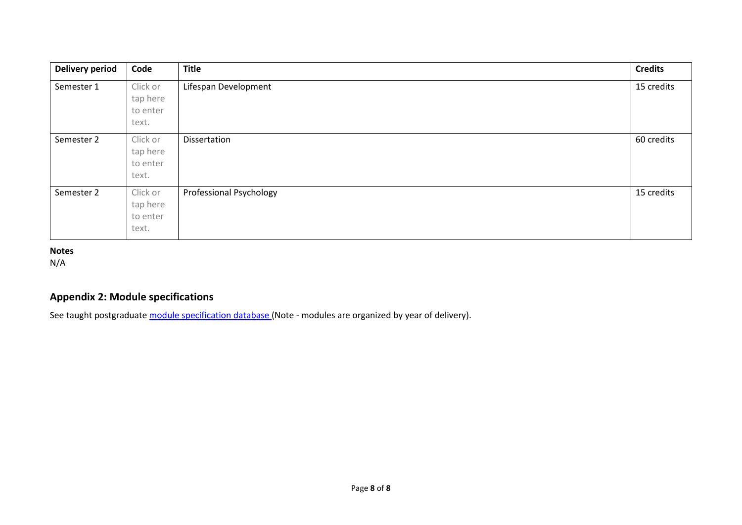| Delivery period | Code | Title | Credits |
| --- | --- | --- | --- |
| Semester 1 | Click or tap here to enter text. | Lifespan Development | 15 credits |
| Semester 2 | Click or tap here to enter text. | Dissertation | 60 credits |
| Semester 2 | Click or tap here to enter text. | Professional Psychology | 15 credits |

**Notes**
N/A

## Appendix 2: Module specifications

See taught postgraduate module specification database (Note - modules are organized by year of delivery).